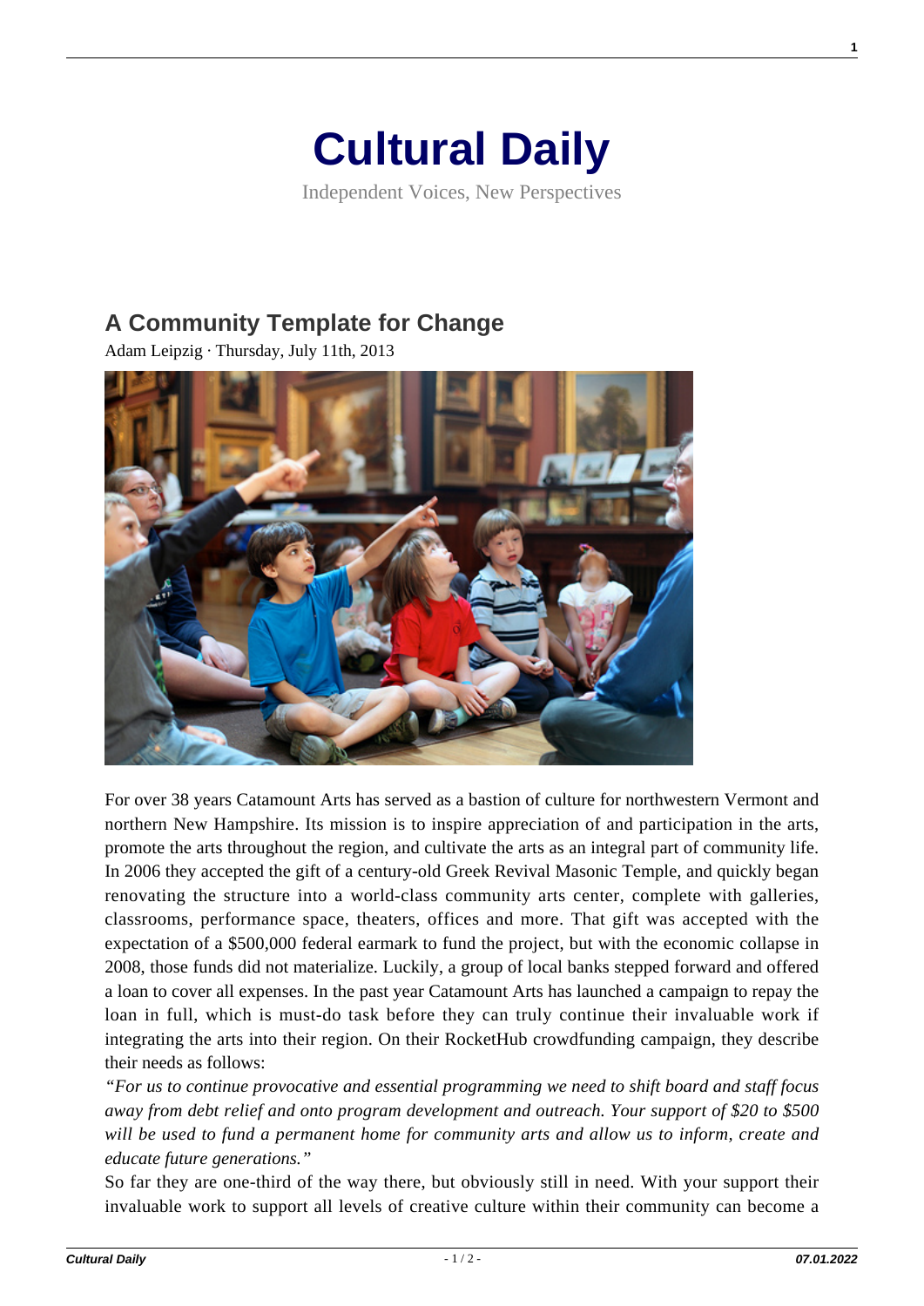# Cultural Daily

Independent Voices, New Perspectives

## A Community Template for Change

Adam Leipzig · Thursday, July 11th, 2013

For over 38 years Catamount Arts has served as a bastion of culture for northwestern Vermont and northern New Hampshire. Its mission is to inspire appreciation of and participation in the arts, promote the arts throughout the region, and cultivate the arts as an integral part of community life. In 2006 they accepted the gift of a century-old Greek Revival Masonic Temple, and quickly began renovating the structure into a world-class community arts center, complete with galleries, classrooms, performance space, theaters, offices and more. That gift was accepted with the expectation of a $500,000 federal earmark to fund the project, but with the economic collapse in 2008, those funds did not materialize. Luckily, a group of local banks stepped forward and offered a loan to cover all expenses. In the past year Catamount Arts has launched a campaign to repay the loan in full, which is must-do task before they can truly continue their invaluable work if integrating the arts into their region. On their RocketHub crowdfunding campaign, they describe their needs as follows:

*"For us to continue provocative and essential programming we need to shift board and staff focus away from debt relief and onto program development and outreach. Your support of $20 to $500 will be used to fund a permanent home for community arts and allow us to inform, create and educate future generations."*

So far they are one-third of the way there, but obviously still in need. With your support their invaluable work to support all levels of creative culture within their community can become a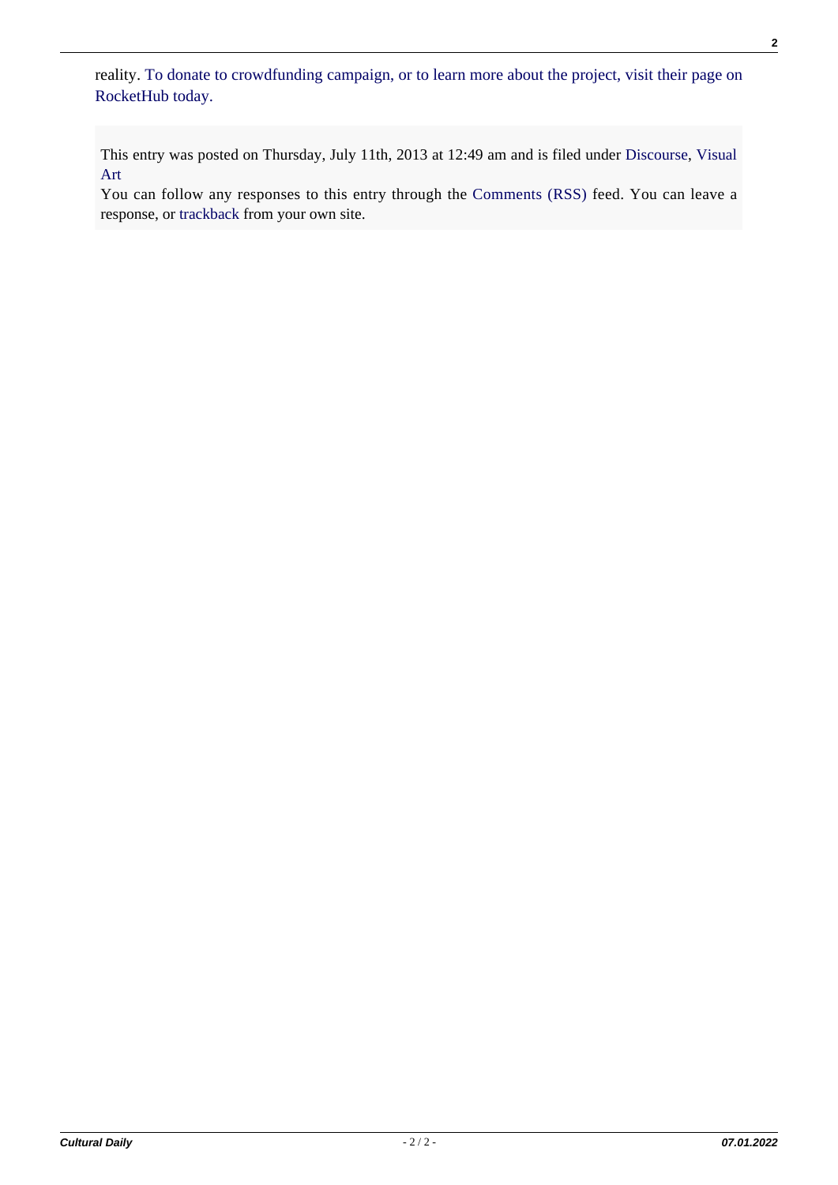reality. To donate to crowdfunding campaign, or to learn more about the project, visit their page on RocketHub today.

This entry was posted on Thursday, July 11th, 2013 at 12:49 am and is filed under Discourse, Visual Art
You can follow any responses to this entry through the Comments (RSS) feed. You can leave a response, or trackback from your own site.